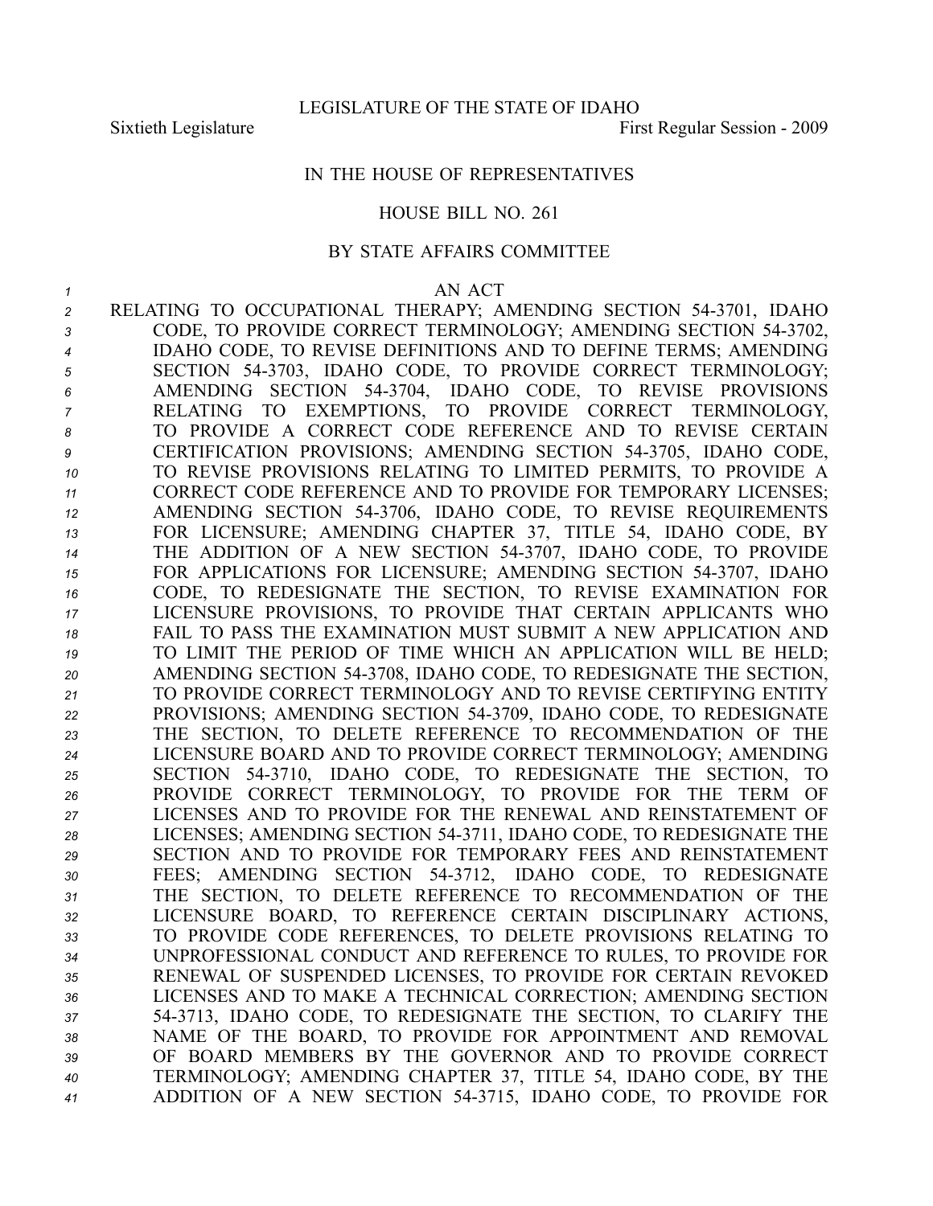LEGISLATURE OF THE STATE OF IDAHO

Sixtieth Legislature First Regular Session - 2009

IN THE HOUSE OF REPRESENTATIVES

HOUSE BILL NO. 261

BY STATE AFFAIRS COMMITTEE

AN ACT

RELATING TO OCCUPATIONAL THERAPY; AMENDING SECTION 54-3701, IDAHO CODE, TO PROVIDE CORRECT TERMINOLOGY; AMENDING SECTION 54-3702, IDAHO CODE, TO REVISE DEFINITIONS AND TO DEFINE TERMS; AMENDING SECTION 54-3703, IDAHO CODE, TO PROVIDE CORRECT TERMINOLOGY; AMENDING SECTION 54-3704, IDAHO CODE, TO REVISE PROVISIONS RELATING TO EXEMPTIONS, TO PROVIDE CORRECT TERMINOLOGY, TO PROVIDE A CORRECT CODE REFERENCE AND TO REVISE CERTAIN CERTIFICATION PROVISIONS; AMENDING SECTION 54-3705, IDAHO CODE, TO REVISE PROVISIONS RELATING TO LIMITED PERMITS, TO PROVIDE A CORRECT CODE REFERENCE AND TO PROVIDE FOR TEMPORARY LICENSES; AMENDING SECTION 54-3706, IDAHO CODE, TO REVISE REQUIREMENTS FOR LICENSURE; AMENDING CHAPTER 37, TITLE 54, IDAHO CODE, BY THE ADDITION OF A NEW SECTION 54-3707, IDAHO CODE, TO PROVIDE FOR APPLICATIONS FOR LICENSURE; AMENDING SECTION 54-3707, IDAHO CODE, TO REDESIGNATE THE SECTION, TO REVISE EXAMINATION FOR LICENSURE PROVISIONS, TO PROVIDE THAT CERTAIN APPLICANTS WHO FAIL TO PASS THE EXAMINATION MUST SUBMIT A NEW APPLICATION AND TO LIMIT THE PERIOD OF TIME WHICH AN APPLICATION WILL BE HELD; AMENDING SECTION 54-3708, IDAHO CODE, TO REDESIGNATE THE SECTION, TO PROVIDE CORRECT TERMINOLOGY AND TO REVISE CERTIFYING ENTITY PROVISIONS; AMENDING SECTION 54-3709, IDAHO CODE, TO REDESIGNATE THE SECTION, TO DELETE REFERENCE TO RECOMMENDATION OF THE LICENSURE BOARD AND TO PROVIDE CORRECT TERMINOLOGY; AMENDING SECTION 54-3710, IDAHO CODE, TO REDESIGNATE THE SECTION, TO PROVIDE CORRECT TERMINOLOGY, TO PROVIDE FOR THE TERM OF LICENSES AND TO PROVIDE FOR THE RENEWAL AND REINSTATEMENT OF LICENSES; AMENDING SECTION 54-3711, IDAHO CODE, TO REDESIGNATE THE SECTION AND TO PROVIDE FOR TEMPORARY FEES AND REINSTATEMENT FEES; AMENDING SECTION 54-3712, IDAHO CODE, TO REDESIGNATE THE SECTION, TO DELETE REFERENCE TO RECOMMENDATION OF THE LICENSURE BOARD, TO REFERENCE CERTAIN DISCIPLINARY ACTIONS, TO PROVIDE CODE REFERENCES, TO DELETE PROVISIONS RELATING TO UNPROFESSIONAL CONDUCT AND REFERENCE TO RULES, TO PROVIDE FOR RENEWAL OF SUSPENDED LICENSES, TO PROVIDE FOR CERTAIN REVOKED LICENSES AND TO MAKE A TECHNICAL CORRECTION; AMENDING SECTION 54-3713, IDAHO CODE, TO REDESIGNATE THE SECTION, TO CLARIFY THE NAME OF THE BOARD, TO PROVIDE FOR APPOINTMENT AND REMOVAL OF BOARD MEMBERS BY THE GOVERNOR AND TO PROVIDE CORRECT TERMINOLOGY; AMENDING CHAPTER 37, TITLE 54, IDAHO CODE, BY THE ADDITION OF A NEW SECTION 54-3715, IDAHO CODE, TO PROVIDE FOR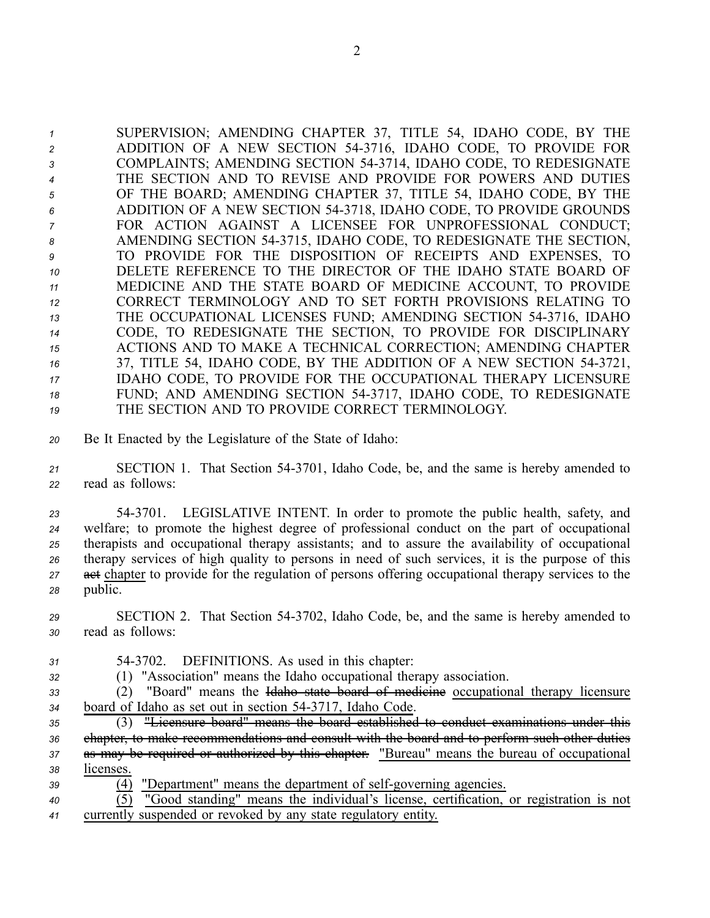SUPERVISION; AMENDING CHAPTER 37, TITLE 54, IDAHO CODE, BY THE ADDITION OF A NEW SECTION 54-3716, IDAHO CODE, TO PROVIDE FOR COMPLAINTS; AMENDING SECTION 54-3714, IDAHO CODE, TO REDESIGNATE THE SECTION AND TO REVISE AND PROVIDE FOR POWERS AND DUTIES OF THE BOARD; AMENDING CHAPTER 37, TITLE 54, IDAHO CODE, BY THE ADDITION OF A NEW SECTION 54-3718, IDAHO CODE, TO PROVIDE GROUNDS FOR ACTION AGAINST A LICENSEE FOR UNPROFESSIONAL CONDUCT; AMENDING SECTION 54-3715, IDAHO CODE, TO REDESIGNATE THE SECTION, TO PROVIDE FOR THE DISPOSITION OF RECEIPTS AND EXPENSES, TO DELETE REFERENCE TO THE DIRECTOR OF THE IDAHO STATE BOARD OF MEDICINE AND THE STATE BOARD OF MEDICINE ACCOUNT, TO PROVIDE CORRECT TERMINOLOGY AND TO SET FORTH PROVISIONS RELATING TO THE OCCUPATIONAL LICENSES FUND; AMENDING SECTION 54-3716, IDAHO CODE, TO REDESIGNATE THE SECTION, TO PROVIDE FOR DISCIPLINARY ACTIONS AND TO MAKE A TECHNICAL CORRECTION; AMENDING CHAPTER 37, TITLE 54, IDAHO CODE, BY THE ADDITION OF A NEW SECTION 54-3721, IDAHO CODE, TO PROVIDE FOR THE OCCUPATIONAL THERAPY LICENSURE FUND; AND AMENDING SECTION 54-3717, IDAHO CODE, TO REDESIGNATE THE SECTION AND TO PROVIDE CORRECT TERMINOLOGY.

Be It Enacted by the Legislature of the State of Idaho:

SECTION 1. That Section 54-3701, Idaho Code, be, and the same is hereby amended to read as follows:

54-3701. LEGISLATIVE INTENT. In order to promote the public health, safety, and welfare; to promote the highest degree of professional conduct on the part of occupational therapists and occupational therapy assistants; and to assure the availability of occupational therapy services of high quality to persons in need of such services, it is the purpose of this ~~act~~ chapter to provide for the regulation of persons offering occupational therapy services to the public.

SECTION 2. That Section 54-3702, Idaho Code, be, and the same is hereby amended to read as follows:

54-3702. DEFINITIONS. As used in this chapter:

(1) "Association" means the Idaho occupational therapy association.

(2) "Board" means the ~~Idaho state board of medicine~~ occupational therapy licensure board of Idaho as set out in section 54-3717, Idaho Code.

(3) ~~"Licensure board" means the board established to conduct examinations under this chapter, to make recommendations and consult with the board and to perform such other duties as may be required or authorized by this chapter.~~ "Bureau" means the bureau of occupational licenses.

(4) "Department" means the department of self-governing agencies.

(5) "Good standing" means the individual's license, certification, or registration is not currently suspended or revoked by any state regulatory entity.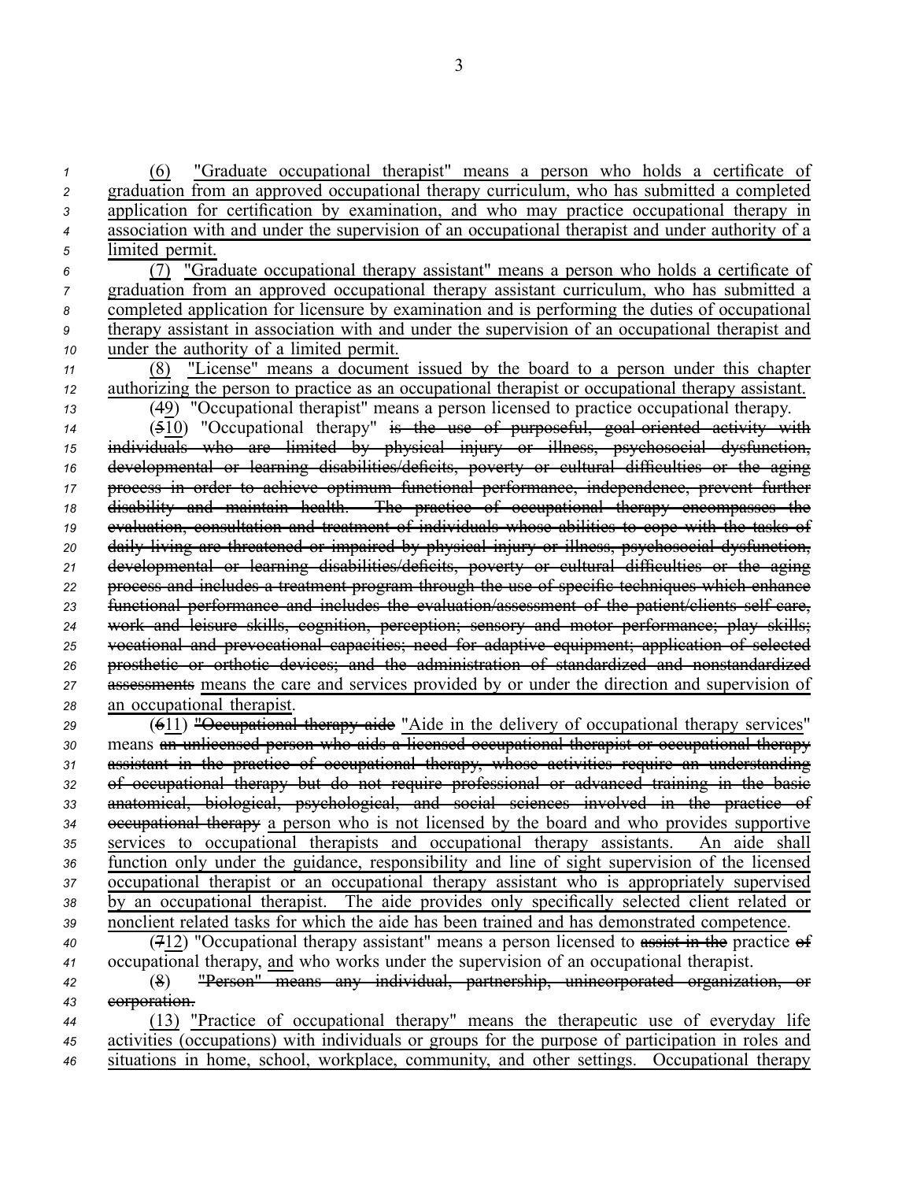(6) "Graduate occupational therapist" means a person who holds a certificate of graduation from an approved occupational therapy curriculum, who has submitted a completed application for certification by examination, and who may practice occupational therapy in association with and under the supervision of an occupational therapist and under authority of a limited permit.

(7) "Graduate occupational therapy assistant" means a person who holds a certificate of graduation from an approved occupational therapy assistant curriculum, who has submitted a completed application for licensure by examination and is performing the duties of occupational therapy assistant in association with and under the supervision of an occupational therapist and under the authority of a limited permit.

(8) "License" means a document issued by the board to a person under this chapter authorizing the person to practice as an occupational therapist or occupational therapy assistant.

(~~4~~9) "Occupational therapist" means a person licensed to practice occupational therapy.

(~~5~~10) "Occupational therapy" ~~is the use of purposeful, goal-oriented activity with individuals who are limited by physical injury or illness, psychosocial dysfunction, developmental or learning disabilities/deficits, poverty or cultural difficulties or the aging process in order to achieve optimum functional performance, independence, prevent further disability and maintain health. The practice of occupational therapy encompasses the evaluation, consultation and treatment of individuals whose abilities to cope with the tasks of daily living are threatened or impaired by physical injury or illness, psychosocial dysfunction, developmental or learning disabilities/deficits, poverty or cultural difficulties or the aging process and includes a treatment program through the use of specific techniques which enhance functional performance and includes the evaluation/assessment of the patient/clients self care, work and leisure skills, cognition, perception; sensory and motor performance; play skills; vocational and prevocational capacities; need for adaptive equipment; application of selected prosthetic or orthotic devices; and the administration of standardized and nonstandardized assessments~~ means the care and services provided by or under the direction and supervision of an occupational therapist.

(~~6~~11) ~~"Occupational therapy aide~~ "Aide in the delivery of occupational therapy services" means ~~an unlicensed person who aids a licensed occupational therapist or occupational therapy assistant in the practice of occupational therapy, whose activities require an understanding of occupational therapy but do not require professional or advanced training in the basic anatomical, biological, psychological, and social sciences involved in the practice of occupational therapy~~ a person who is not licensed by the board and who provides supportive services to occupational therapists and occupational therapy assistants. An aide shall function only under the guidance, responsibility and line of sight supervision of the licensed occupational therapist or an occupational therapy assistant who is appropriately supervised by an occupational therapist. The aide provides only specifically selected client related or nonclient related tasks for which the aide has been trained and has demonstrated competence.

(~~7~~12) "Occupational therapy assistant" means a person licensed to ~~assist in the~~ practice ~~of~~ occupational therapy, and who works under the supervision of an occupational therapist.

~~(8) "Person" means any individual, partnership, unincorporated organization, or corporation.~~

(13) "Practice of occupational therapy" means the therapeutic use of everyday life activities (occupations) with individuals or groups for the purpose of participation in roles and situations in home, school, workplace, community, and other settings. Occupational therapy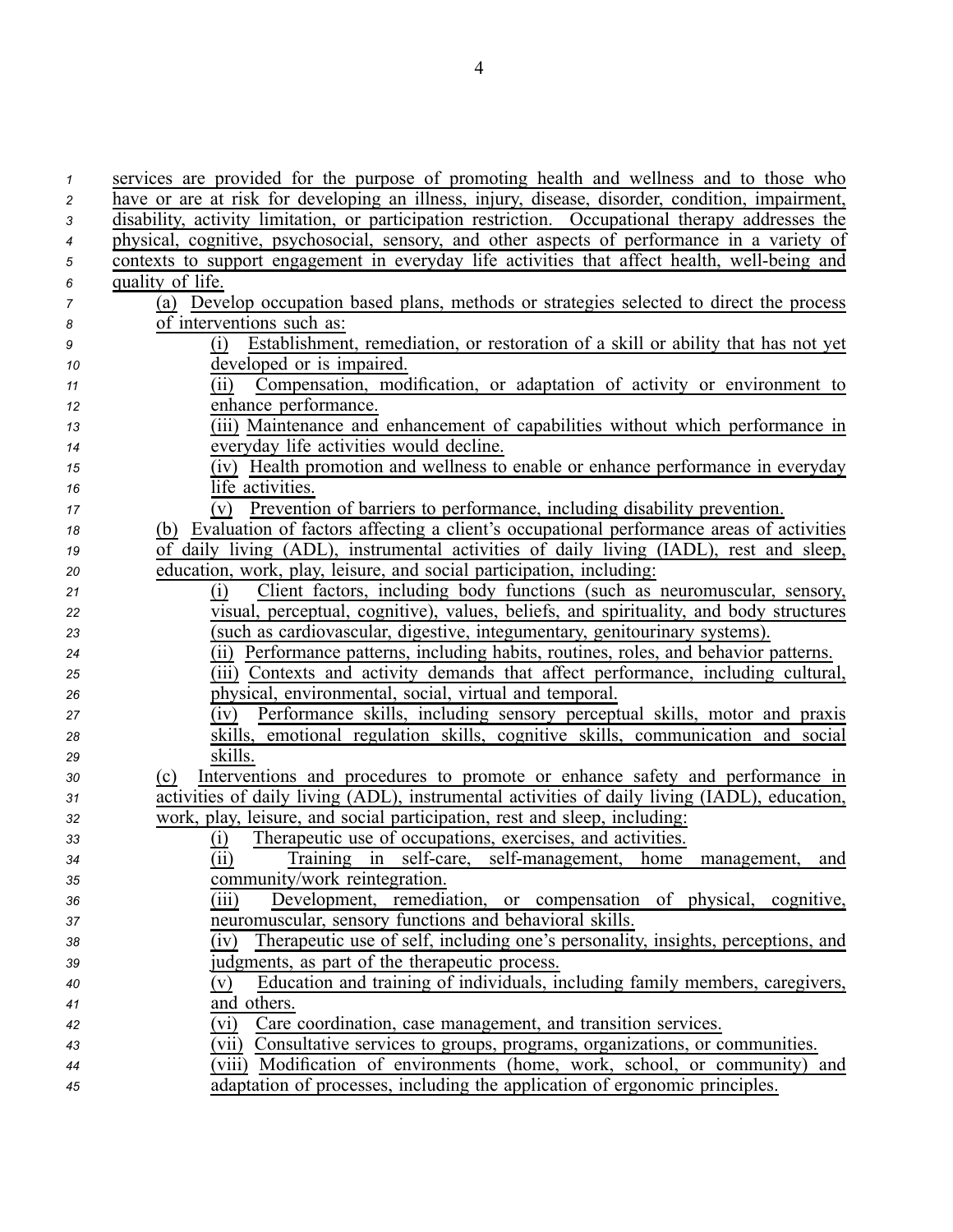services are provided for the purpose of promoting health and wellness and to those who have or are at risk for developing an illness, injury, disease, disorder, condition, impairment, disability, activity limitation, or participation restriction. Occupational therapy addresses the physical, cognitive, psychosocial, sensory, and other aspects of performance in a variety of contexts to support engagement in everyday life activities that affect health, well-being and quality of life.

(a) Develop occupation based plans, methods or strategies selected to direct the process of interventions such as:

(i) Establishment, remediation, or restoration of a skill or ability that has not yet developed or is impaired.

(ii) Compensation, modification, or adaptation of activity or environment to enhance performance.

(iii) Maintenance and enhancement of capabilities without which performance in everyday life activities would decline.

(iv) Health promotion and wellness to enable or enhance performance in everyday life activities.

(v) Prevention of barriers to performance, including disability prevention.

(b) Evaluation of factors affecting a client's occupational performance areas of activities of daily living (ADL), instrumental activities of daily living (IADL), rest and sleep, education, work, play, leisure, and social participation, including:

(i) Client factors, including body functions (such as neuromuscular, sensory, visual, perceptual, cognitive), values, beliefs, and spirituality, and body structures (such as cardiovascular, digestive, integumentary, genitourinary systems).

(ii) Performance patterns, including habits, routines, roles, and behavior patterns.

(iii) Contexts and activity demands that affect performance, including cultural, physical, environmental, social, virtual and temporal.

(iv) Performance skills, including sensory perceptual skills, motor and praxis skills, emotional regulation skills, cognitive skills, communication and social skills.

(c) Interventions and procedures to promote or enhance safety and performance in activities of daily living (ADL), instrumental activities of daily living (IADL), education, work, play, leisure, and social participation, rest and sleep, including:

(i) Therapeutic use of occupations, exercises, and activities.

(ii) Training in self-care, self-management, home management, and community/work reintegration.

(iii) Development, remediation, or compensation of physical, cognitive, neuromuscular, sensory functions and behavioral skills.

(iv) Therapeutic use of self, including one's personality, insights, perceptions, and judgments, as part of the therapeutic process.

(v) Education and training of individuals, including family members, caregivers, and others.

(vi) Care coordination, case management, and transition services.

(vii) Consultative services to groups, programs, organizations, or communities.

(viii) Modification of environments (home, work, school, or community) and adaptation of processes, including the application of ergonomic principles.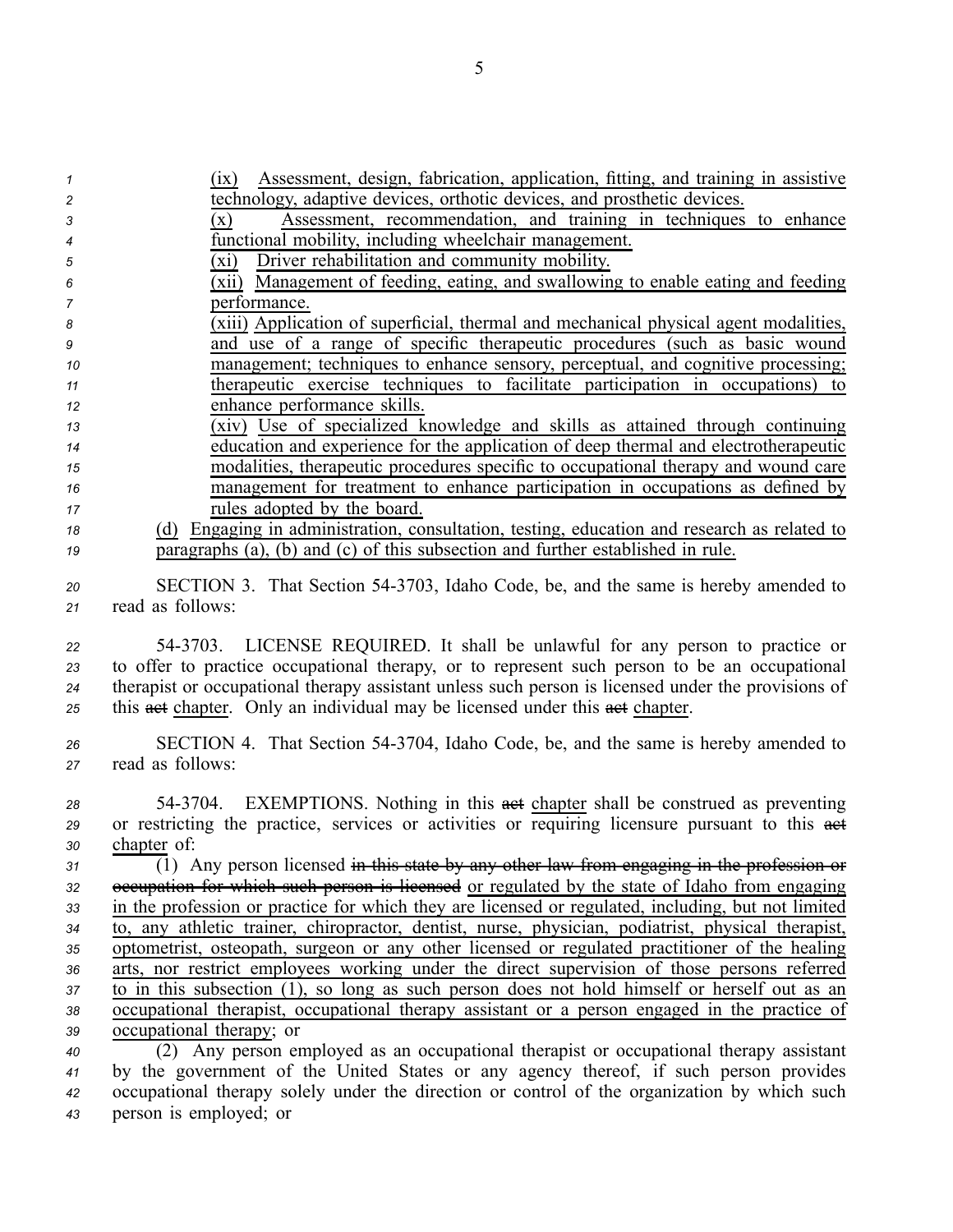(ix) Assessment, design, fabrication, application, fitting, and training in assistive technology, adaptive devices, orthotic devices, and prosthetic devices.

(x) Assessment, recommendation, and training in techniques to enhance functional mobility, including wheelchair management.

(xi) Driver rehabilitation and community mobility.

(xii) Management of feeding, eating, and swallowing to enable eating and feeding performance.

(xiii) Application of superficial, thermal and mechanical physical agent modalities, and use of a range of specific therapeutic procedures (such as basic wound management; techniques to enhance sensory, perceptual, and cognitive processing; therapeutic exercise techniques to facilitate participation in occupations) to enhance performance skills.

(xiv) Use of specialized knowledge and skills as attained through continuing education and experience for the application of deep thermal and electrotherapeutic modalities, therapeutic procedures specific to occupational therapy and wound care management for treatment to enhance participation in occupations as defined by rules adopted by the board.

(d) Engaging in administration, consultation, testing, education and research as related to paragraphs (a), (b) and (c) of this subsection and further established in rule.

SECTION 3. That Section 54-3703, Idaho Code, be, and the same is hereby amended to read as follows:

54-3703. LICENSE REQUIRED. It shall be unlawful for any person to practice or to offer to practice occupational therapy, or to represent such person to be an occupational therapist or occupational therapy assistant unless such person is licensed under the provisions of this ~~act~~ chapter. Only an individual may be licensed under this ~~act~~ chapter.

SECTION 4. That Section 54-3704, Idaho Code, be, and the same is hereby amended to read as follows:

54-3704. EXEMPTIONS. Nothing in this ~~act~~ chapter shall be construed as preventing or restricting the practice, services or activities or requiring licensure pursuant to this ~~act~~ chapter of:

(1) Any person licensed ~~in this state by any other law from engaging in the profession or occupation for which such person is licensed~~ or regulated by the state of Idaho from engaging in the profession or practice for which they are licensed or regulated, including, but not limited to, any athletic trainer, chiropractor, dentist, nurse, physician, podiatrist, physical therapist, optometrist, osteopath, surgeon or any other licensed or regulated practitioner of the healing arts, nor restrict employees working under the direct supervision of those persons referred to in this subsection (1), so long as such person does not hold himself or herself out as an occupational therapist, occupational therapy assistant or a person engaged in the practice of occupational therapy; or

(2) Any person employed as an occupational therapist or occupational therapy assistant by the government of the United States or any agency thereof, if such person provides occupational therapy solely under the direction or control of the organization by which such person is employed; or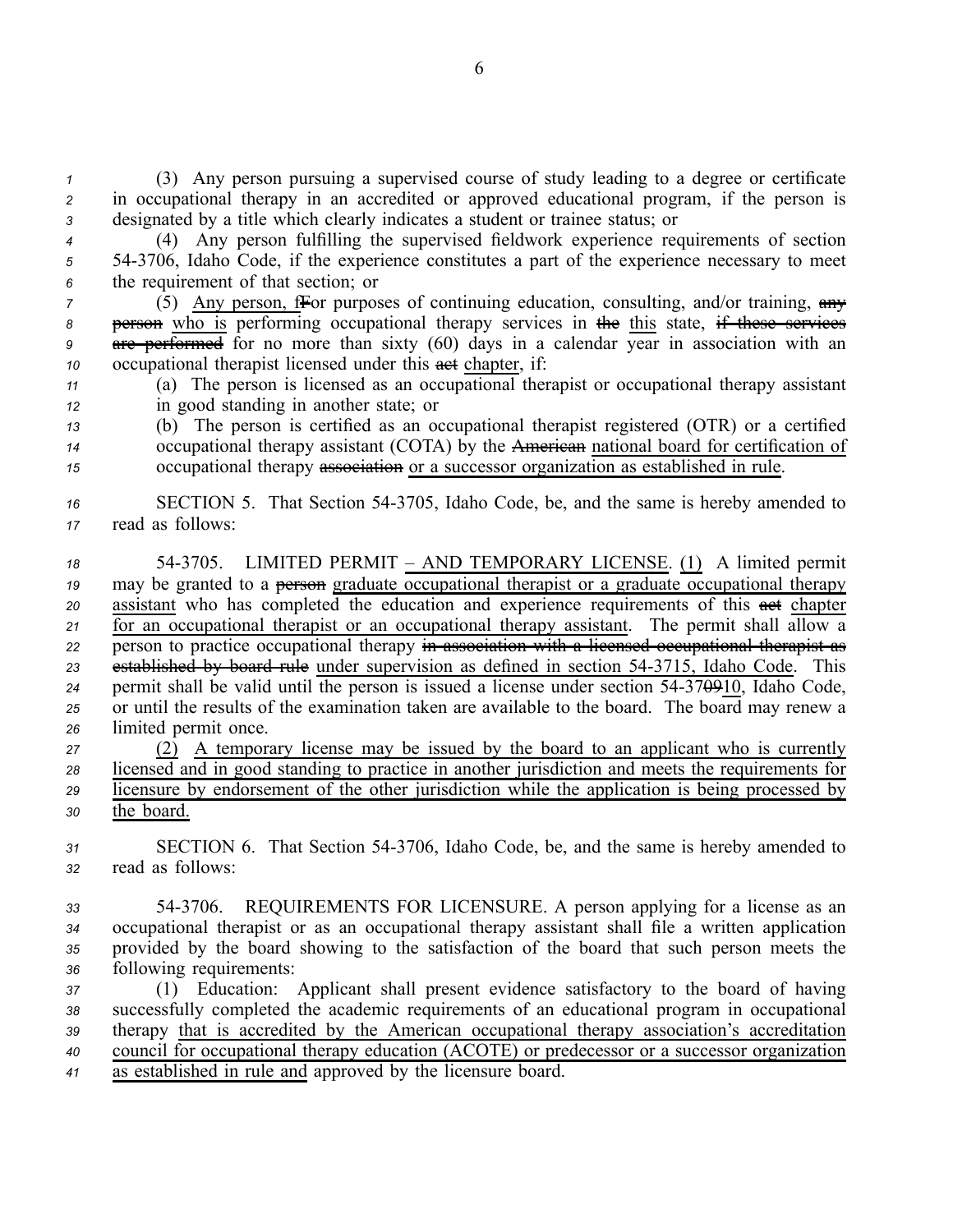(3) Any person pursuing a supervised course of study leading to a degree or certificate in occupational therapy in an accredited or approved educational program, if the person is designated by a title which clearly indicates a student or trainee status; or

(4) Any person fulfilling the supervised fieldwork experience requirements of section 54-3706, Idaho Code, if the experience constitutes a part of the experience necessary to meet the requirement of that section; or

(5) <u>Any person, f</u>~~F~~or purposes of continuing education, consulting, and/or training, ~~any person~~ <u>who is</u> performing occupational therapy services in ~~the~~ <u>this</u> state, ~~if these services are performed~~ for no more than sixty (60) days in a calendar year in association with an occupational therapist licensed under this ~~act~~ <u>chapter</u>, if:

(a) The person is licensed as an occupational therapist or occupational therapy assistant in good standing in another state; or

(b) The person is certified as an occupational therapist registered (OTR) or a certified occupational therapy assistant (COTA) by the ~~American~~ <u>national board for certification of</u> occupational therapy ~~association~~ <u>or a successor organization as established in rule</u>.

SECTION 5. That Section 54-3705, Idaho Code, be, and the same is hereby amended to read as follows:

54-3705. LIMITED PERMIT <u>– AND TEMPORARY LICENSE</u>. <u>(1)</u> A limited permit may be granted to a ~~person~~ <u>graduate occupational therapist or a graduate occupational therapy assistant</u> who has completed the education and experience requirements of this ~~act~~ <u>chapter for an occupational therapist or an occupational therapy assistant</u>. The permit shall allow a person to practice occupational therapy ~~in association with a licensed occupational therapist as established by board rule~~ <u>under supervision as defined in section 54-3715, Idaho Code</u>. This permit shall be valid until the person is issued a license under section 54-37~~09~~<u>10</u>, Idaho Code, or until the results of the examination taken are available to the board. The board may renew a limited permit once.

<u>(2) A temporary license may be issued by the board to an applicant who is currently licensed and in good standing to practice in another jurisdiction and meets the requirements for licensure by endorsement of the other jurisdiction while the application is being processed by the board.</u>

SECTION 6. That Section 54-3706, Idaho Code, be, and the same is hereby amended to read as follows:

54-3706. REQUIREMENTS FOR LICENSURE. A person applying for a license as an occupational therapist or as an occupational therapy assistant shall file a written application provided by the board showing to the satisfaction of the board that such person meets the following requirements:

(1) Education: Applicant shall present evidence satisfactory to the board of having successfully completed the academic requirements of an educational program in occupational therapy <u>that is accredited by the American occupational therapy association's accreditation council for occupational therapy education (ACOTE) or predecessor or a successor organization as established in rule and</u> approved by the licensure board.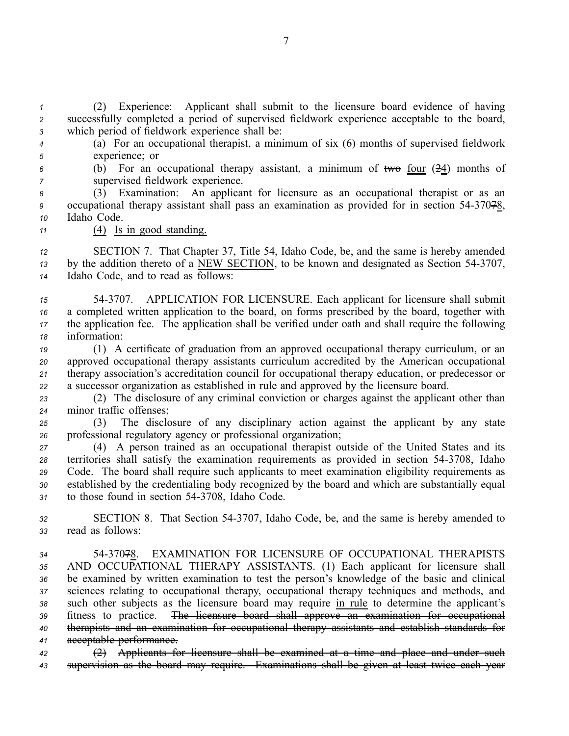(2) Experience: Applicant shall submit to the licensure board evidence of having successfully completed a period of supervised fieldwork experience acceptable to the board, which period of fieldwork experience shall be:

(a) For an occupational therapist, a minimum of six (6) months of supervised fieldwork experience; or

(b) For an occupational therapy assistant, a minimum of ~~two~~ <u>four</u> (~~2~~<u>4</u>) months of supervised fieldwork experience.

(3) Examination: An applicant for licensure as an occupational therapist or as an occupational therapy assistant shall pass an examination as provided for in section 54-370~~7~~<u>8</u>, Idaho Code.

<u>(4) Is in good standing.</u>

SECTION 7. That Chapter 37, Title 54, Idaho Code, be, and the same is hereby amended by the addition thereto of a <u>NEW SECTION</u>, to be known and designated as Section 54-3707, Idaho Code, and to read as follows:

54-3707. APPLICATION FOR LICENSURE. Each applicant for licensure shall submit a completed written application to the board, on forms prescribed by the board, together with the application fee. The application shall be verified under oath and shall require the following information:

(1) A certificate of graduation from an approved occupational therapy curriculum, or an approved occupational therapy assistants curriculum accredited by the American occupational therapy association's accreditation council for occupational therapy education, or predecessor or a successor organization as established in rule and approved by the licensure board.

(2) The disclosure of any criminal conviction or charges against the applicant other than minor traffic offenses;

(3) The disclosure of any disciplinary action against the applicant by any state professional regulatory agency or professional organization;

(4) A person trained as an occupational therapist outside of the United States and its territories shall satisfy the examination requirements as provided in section 54-3708, Idaho Code. The board shall require such applicants to meet examination eligibility requirements as established by the credentialing body recognized by the board and which are substantially equal to those found in section 54-3708, Idaho Code.

SECTION 8. That Section 54-3707, Idaho Code, be, and the same is hereby amended to read as follows:

54-370~~7~~<u>8</u>. EXAMINATION FOR LICENSURE OF OCCUPATIONAL THERAPISTS AND OCCUPATIONAL THERAPY ASSISTANTS. (1) Each applicant for licensure shall be examined by written examination to test the person's knowledge of the basic and clinical sciences relating to occupational therapy, occupational therapy techniques and methods, and such other subjects as the licensure board may require <u>in rule</u> to determine the applicant's fitness to practice. ~~The licensure board shall approve an examination for occupational therapists and an examination for occupational therapy assistants and establish standards for acceptable performance.~~

~~(2) Applicants for licensure shall be examined at a time and place and under such supervision as the board may require. Examinations shall be given at least twice each year~~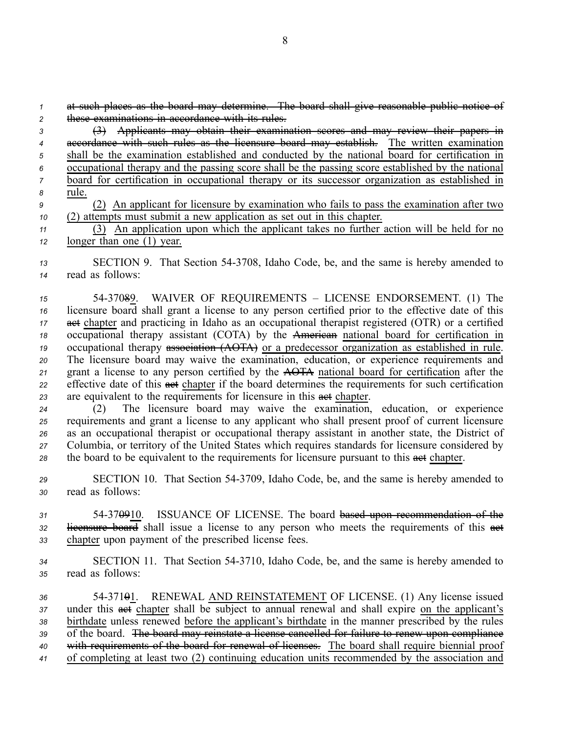~~at such places as the board may determine. The board shall give reasonable public notice of these examinations in accordance with its rules.~~

~~(3) Applicants may obtain their examination scores and may review their papers in accordance with such rules as the licensure board may establish.~~ <u>The written examination shall be the examination established and conducted by the national board for certification in occupational therapy and the passing score shall be the passing score established by the national board for certification in occupational therapy or its successor organization as established in rule.</u>

<u>(2) An applicant for licensure by examination who fails to pass the examination after two (2) attempts must submit a new application as set out in this chapter.</u>

<u>(3) An application upon which the applicant takes no further action will be held for no longer than one (1) year.</u>

SECTION 9. That Section 54-3708, Idaho Code, be, and the same is hereby amended to read as follows:

54-370~~8~~<u>9</u>. WAIVER OF REQUIREMENTS – LICENSE ENDORSEMENT. (1) The licensure board shall grant a license to any person certified prior to the effective date of this ~~act~~ <u>chapter</u> and practicing in Idaho as an occupational therapist registered (OTR) or a certified occupational therapy assistant (COTA) by the ~~American~~ <u>national board for certification in</u> occupational therapy ~~association (AOTA)~~ <u>or a predecessor organization as established in rule</u>. The licensure board may waive the examination, education, or experience requirements and grant a license to any person certified by the ~~AOTA~~ <u>national board for certification</u> after the effective date of this ~~act~~ <u>chapter</u> if the board determines the requirements for such certification are equivalent to the requirements for licensure in this ~~act~~ <u>chapter</u>.

(2) The licensure board may waive the examination, education, or experience requirements and grant a license to any applicant who shall present proof of current licensure as an occupational therapist or occupational therapy assistant in another state, the District of Columbia, or territory of the United States which requires standards for licensure considered by the board to be equivalent to the requirements for licensure pursuant to this ~~act~~ <u>chapter</u>.

SECTION 10. That Section 54-3709, Idaho Code, be, and the same is hereby amended to read as follows:

54-37~~09~~<u>10</u>. ISSUANCE OF LICENSE. The board ~~based upon recommendation of the licensure board~~ shall issue a license to any person who meets the requirements of this ~~act~~ <u>chapter</u> upon payment of the prescribed license fees.

SECTION 11. That Section 54-3710, Idaho Code, be, and the same is hereby amended to read as follows:

54-371~~0~~<u>1</u>. RENEWAL <u>AND REINSTATEMENT</u> OF LICENSE. (1) Any license issued under this ~~act~~ <u>chapter</u> shall be subject to annual renewal and shall expire <u>on the applicant's birthdate</u> unless renewed <u>before the applicant's birthdate</u> in the manner prescribed by the rules of the board. ~~The board may reinstate a license cancelled for failure to renew upon compliance with requirements of the board for renewal of licenses.~~ <u>The board shall require biennial proof of completing at least two (2) continuing education units recommended by the association and</u>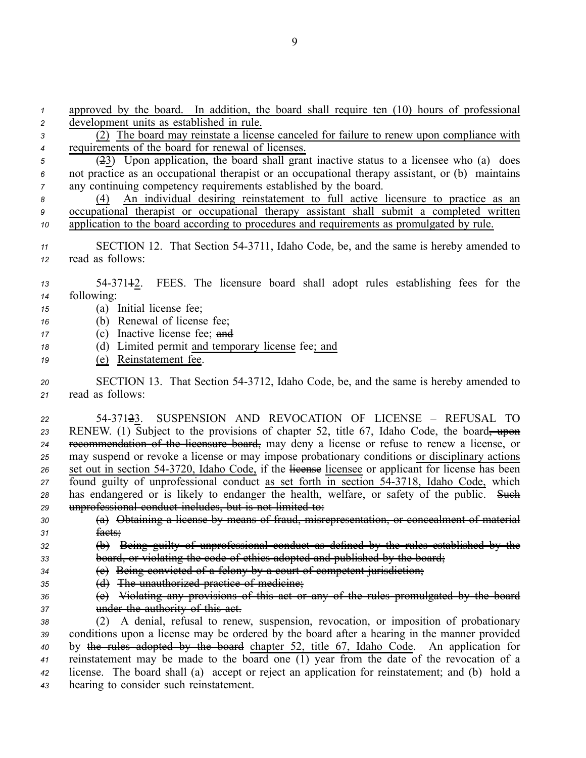approved by the board. In addition, the board shall require ten (10) hours of professional development units as established in rule.

(2) The board may reinstate a license canceled for failure to renew upon compliance with requirements of the board for renewal of licenses.

(23) Upon application, the board shall grant inactive status to a licensee who (a) does not practice as an occupational therapist or an occupational therapy assistant, or (b) maintains any continuing competency requirements established by the board.

(4) An individual desiring reinstatement to full active licensure to practice as an occupational therapist or occupational therapy assistant shall submit a completed written application to the board according to procedures and requirements as promulgated by rule.

SECTION 12. That Section 54-3711, Idaho Code, be, and the same is hereby amended to read as follows:

54-37112. FEES. The licensure board shall adopt rules establishing fees for the following:

(a) Initial license fee;

(b) Renewal of license fee;

(c) Inactive license fee; and

(d) Limited permit and temporary license fee; and

(e) Reinstatement fee.

SECTION 13. That Section 54-3712, Idaho Code, be, and the same is hereby amended to read as follows:

54-37123. SUSPENSION AND REVOCATION OF LICENSE – REFUSAL TO RENEW. (1) Subject to the provisions of chapter 52, title 67, Idaho Code, the board, upon recommendation of the licensure board, may deny a license or refuse to renew a license, or may suspend or revoke a license or may impose probationary conditions or disciplinary actions set out in section 54-3720, Idaho Code, if the license licensee or applicant for license has been found guilty of unprofessional conduct as set forth in section 54-3718, Idaho Code, which has endangered or is likely to endanger the health, welfare, or safety of the public. Such unprofessional conduct includes, but is not limited to:

(a) Obtaining a license by means of fraud, misrepresentation, or concealment of material facts;

(b) Being guilty of unprofessional conduct as defined by the rules established by the board, or violating the code of ethics adopted and published by the board;

(c) Being convicted of a felony by a court of competent jurisdiction;

(d) The unauthorized practice of medicine;

(e) Violating any provisions of this act or any of the rules promulgated by the board under the authority of this act.

(2) A denial, refusal to renew, suspension, revocation, or imposition of probationary conditions upon a license may be ordered by the board after a hearing in the manner provided by the rules adopted by the board chapter 52, title 67, Idaho Code. An application for reinstatement may be made to the board one (1) year from the date of the revocation of a license. The board shall (a) accept or reject an application for reinstatement; and (b) hold a hearing to consider such reinstatement.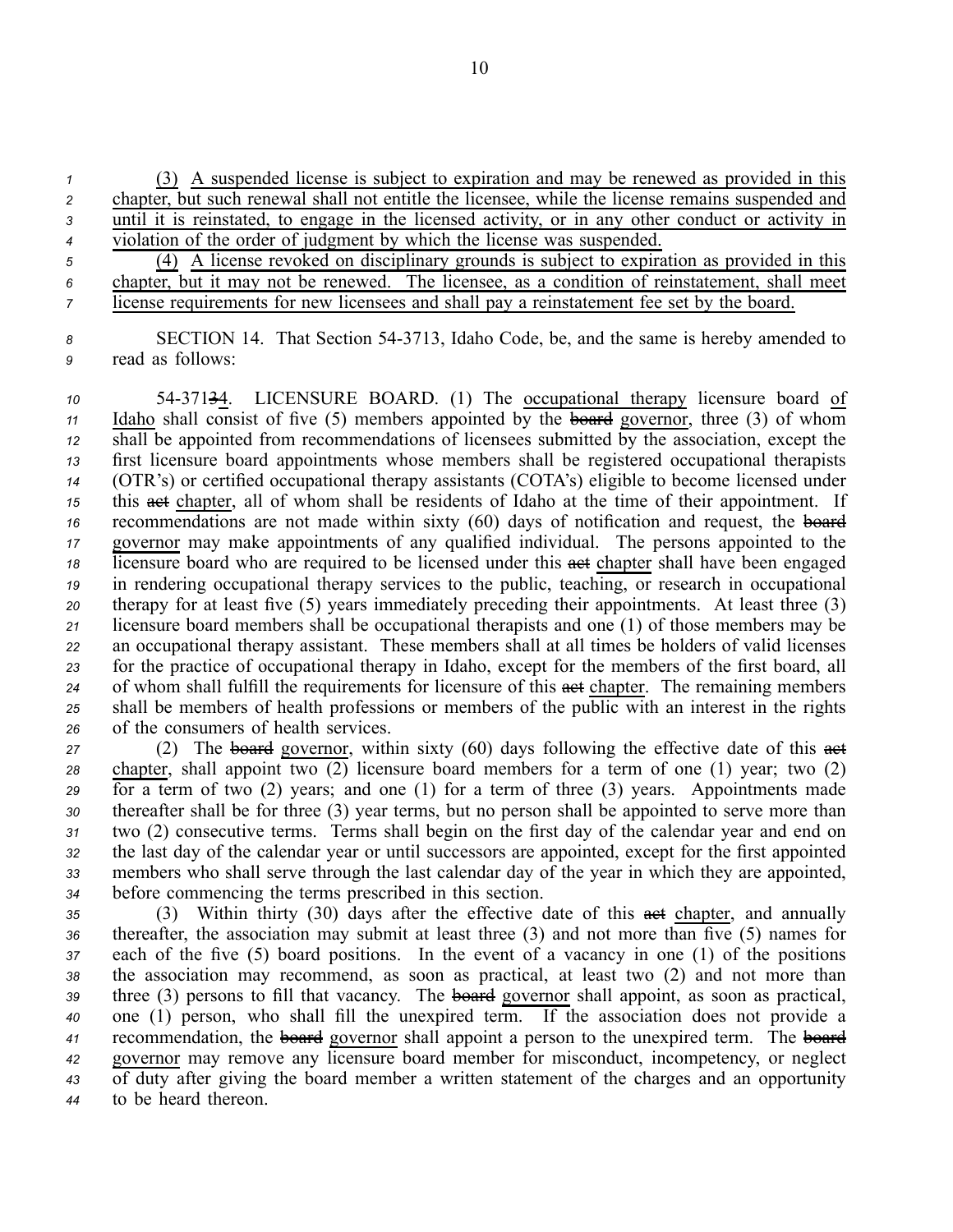(3) A suspended license is subject to expiration and may be renewed as provided in this chapter, but such renewal shall not entitle the licensee, while the license remains suspended and until it is reinstated, to engage in the licensed activity, or in any other conduct or activity in violation of the order of judgment by which the license was suspended.

(4) A license revoked on disciplinary grounds is subject to expiration as provided in this chapter, but it may not be renewed. The licensee, as a condition of reinstatement, shall meet license requirements for new licensees and shall pay a reinstatement fee set by the board.

SECTION 14. That Section 54-3713, Idaho Code, be, and the same is hereby amended to read as follows:

54-37134. LICENSURE BOARD. (1) The occupational therapy licensure board of Idaho shall consist of five (5) members appointed by the ~~board~~ governor, three (3) of whom shall be appointed from recommendations of licensees submitted by the association, except the first licensure board appointments whose members shall be registered occupational therapists (OTR's) or certified occupational therapy assistants (COTA's) eligible to become licensed under this ~~act~~ chapter, all of whom shall be residents of Idaho at the time of their appointment. If recommendations are not made within sixty (60) days of notification and request, the ~~board~~ governor may make appointments of any qualified individual. The persons appointed to the licensure board who are required to be licensed under this ~~act~~ chapter shall have been engaged in rendering occupational therapy services to the public, teaching, or research in occupational therapy for at least five (5) years immediately preceding their appointments. At least three (3) licensure board members shall be occupational therapists and one (1) of those members may be an occupational therapy assistant. These members shall at all times be holders of valid licenses for the practice of occupational therapy in Idaho, except for the members of the first board, all of whom shall fulfill the requirements for licensure of this ~~act~~ chapter. The remaining members shall be members of health professions or members of the public with an interest in the rights of the consumers of health services.

(2) The ~~board~~ governor, within sixty (60) days following the effective date of this ~~act~~ chapter, shall appoint two (2) licensure board members for a term of one (1) year; two (2) for a term of two (2) years; and one (1) for a term of three (3) years. Appointments made thereafter shall be for three (3) year terms, but no person shall be appointed to serve more than two (2) consecutive terms. Terms shall begin on the first day of the calendar year and end on the last day of the calendar year or until successors are appointed, except for the first appointed members who shall serve through the last calendar day of the year in which they are appointed, before commencing the terms prescribed in this section.

(3) Within thirty (30) days after the effective date of this ~~act~~ chapter, and annually thereafter, the association may submit at least three (3) and not more than five (5) names for each of the five (5) board positions. In the event of a vacancy in one (1) of the positions the association may recommend, as soon as practical, at least two (2) and not more than three (3) persons to fill that vacancy. The ~~board~~ governor shall appoint, as soon as practical, one (1) person, who shall fill the unexpired term. If the association does not provide a recommendation, the ~~board~~ governor shall appoint a person to the unexpired term. The ~~board~~ governor may remove any licensure board member for misconduct, incompetency, or neglect of duty after giving the board member a written statement of the charges and an opportunity to be heard thereon.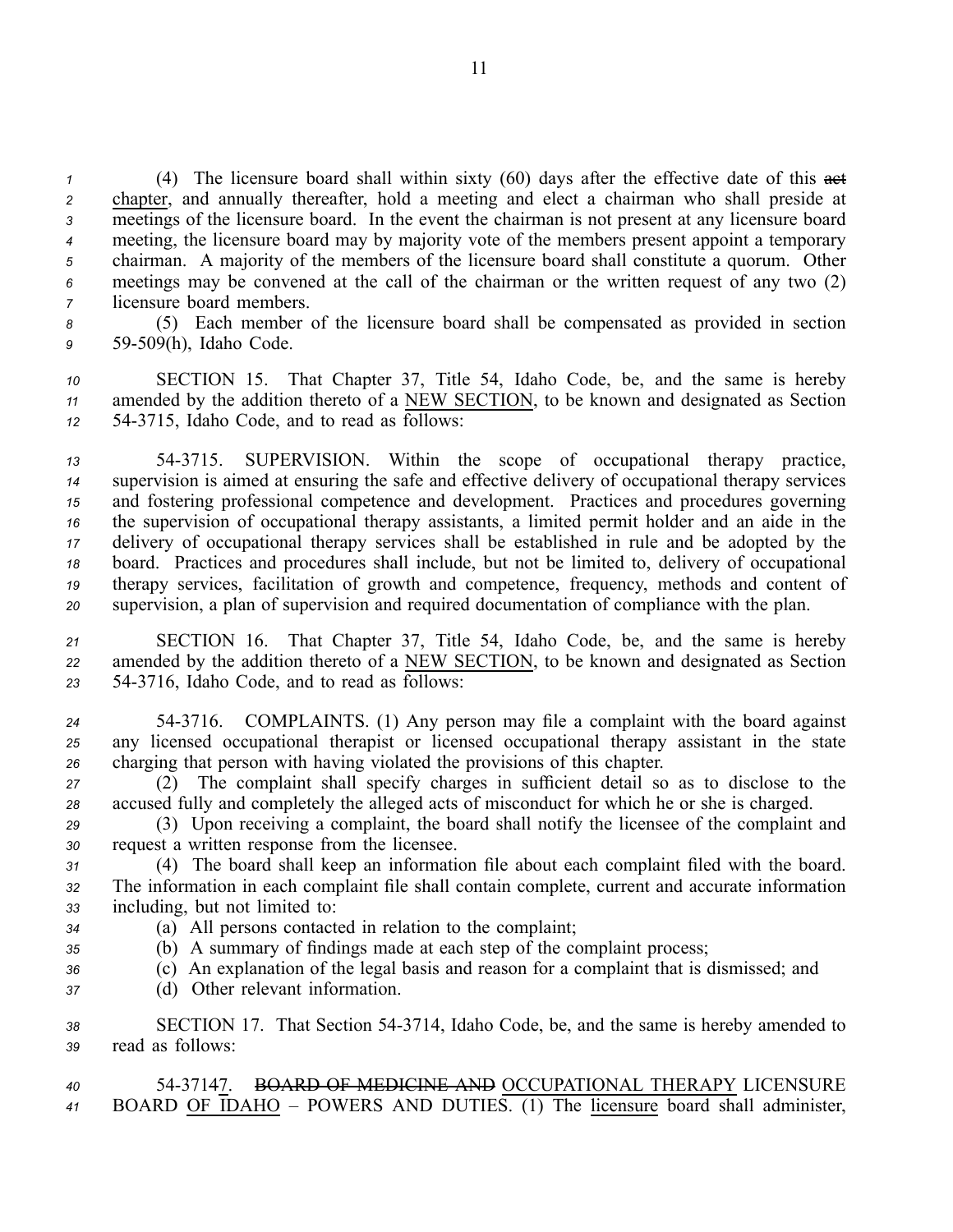(4) The licensure board shall within sixty (60) days after the effective date of this ~~act~~ chapter, and annually thereafter, hold a meeting and elect a chairman who shall preside at meetings of the licensure board. In the event the chairman is not present at any licensure board meeting, the licensure board may by majority vote of the members present appoint a temporary chairman. A majority of the members of the licensure board shall constitute a quorum. Other meetings may be convened at the call of the chairman or the written request of any two (2) licensure board members.

(5) Each member of the licensure board shall be compensated as provided in section 59-509(h), Idaho Code.

SECTION 15. That Chapter 37, Title 54, Idaho Code, be, and the same is hereby amended by the addition thereto of a NEW SECTION, to be known and designated as Section 54-3715, Idaho Code, and to read as follows:

54-3715. SUPERVISION. Within the scope of occupational therapy practice, supervision is aimed at ensuring the safe and effective delivery of occupational therapy services and fostering professional competence and development. Practices and procedures governing the supervision of occupational therapy assistants, a limited permit holder and an aide in the delivery of occupational therapy services shall be established in rule and be adopted by the board. Practices and procedures shall include, but not be limited to, delivery of occupational therapy services, facilitation of growth and competence, frequency, methods and content of supervision, a plan of supervision and required documentation of compliance with the plan.

SECTION 16. That Chapter 37, Title 54, Idaho Code, be, and the same is hereby amended by the addition thereto of a NEW SECTION, to be known and designated as Section 54-3716, Idaho Code, and to read as follows:

54-3716. COMPLAINTS. (1) Any person may file a complaint with the board against any licensed occupational therapist or licensed occupational therapy assistant in the state charging that person with having violated the provisions of this chapter.

(2) The complaint shall specify charges in sufficient detail so as to disclose to the accused fully and completely the alleged acts of misconduct for which he or she is charged.

(3) Upon receiving a complaint, the board shall notify the licensee of the complaint and request a written response from the licensee.

(4) The board shall keep an information file about each complaint filed with the board. The information in each complaint file shall contain complete, current and accurate information including, but not limited to:

(a) All persons contacted in relation to the complaint;

(b) A summary of findings made at each step of the complaint process;

(c) An explanation of the legal basis and reason for a complaint that is dismissed; and

(d) Other relevant information.

SECTION 17. That Section 54-3714, Idaho Code, be, and the same is hereby amended to read as follows:

54-3714~~7~~. ~~BOARD OF MEDICINE AND~~ OCCUPATIONAL THERAPY LICENSURE BOARD OF IDAHO – POWERS AND DUTIES. (1) The licensure board shall administer,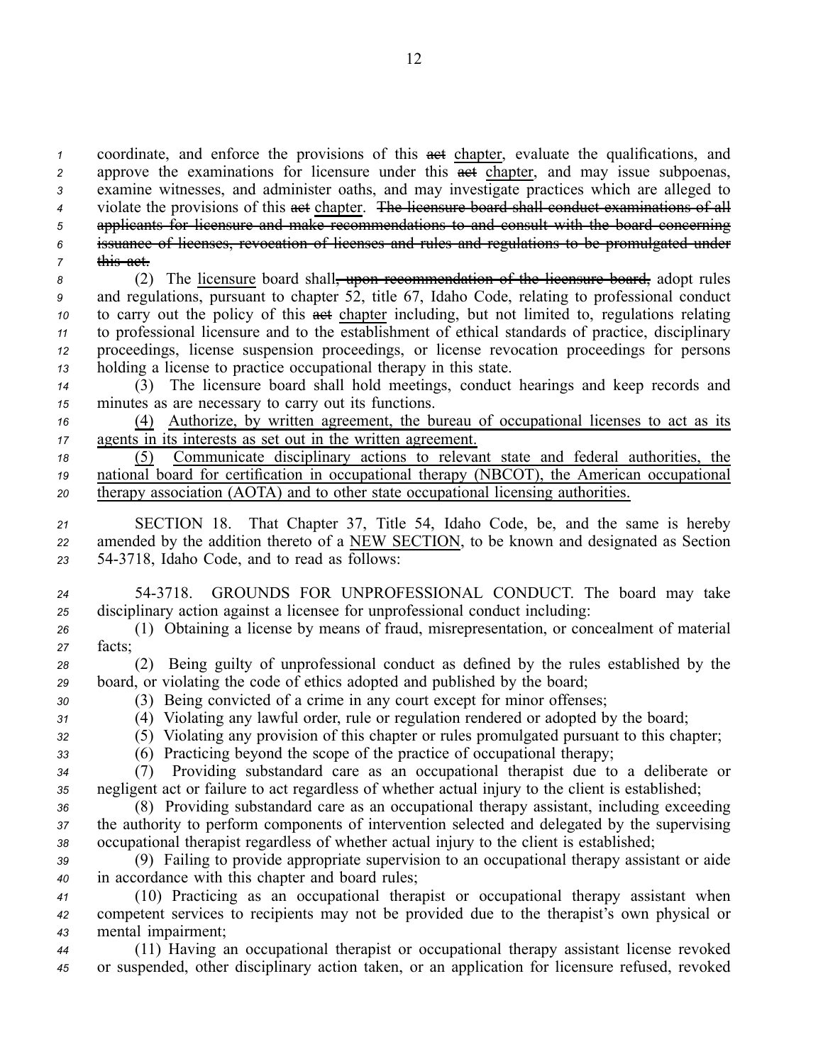coordinate, and enforce the provisions of this ~~act~~ chapter, evaluate the qualifications, and approve the examinations for licensure under this ~~act~~ chapter, and may issue subpoenas, examine witnesses, and administer oaths, and may investigate practices which are alleged to violate the provisions of this ~~act~~ chapter. ~~The licensure board shall conduct examinations of all applicants for licensure and make recommendations to and consult with the board concerning issuance of licenses, revocation of licenses and rules and regulations to be promulgated under this act.~~

(2) The licensure board shall~~, upon recommendation of the licensure board,~~ adopt rules and regulations, pursuant to chapter 52, title 67, Idaho Code, relating to professional conduct to carry out the policy of this ~~act~~ chapter including, but not limited to, regulations relating to professional licensure and to the establishment of ethical standards of practice, disciplinary proceedings, license suspension proceedings, or license revocation proceedings for persons holding a license to practice occupational therapy in this state.

(3) The licensure board shall hold meetings, conduct hearings and keep records and minutes as are necessary to carry out its functions.

(4) Authorize, by written agreement, the bureau of occupational licenses to act as its agents in its interests as set out in the written agreement.

(5) Communicate disciplinary actions to relevant state and federal authorities, the national board for certification in occupational therapy (NBCOT), the American occupational therapy association (AOTA) and to other state occupational licensing authorities.

SECTION 18. That Chapter 37, Title 54, Idaho Code, be, and the same is hereby amended by the addition thereto of a NEW SECTION, to be known and designated as Section 54-3718, Idaho Code, and to read as follows:

54-3718. GROUNDS FOR UNPROFESSIONAL CONDUCT. The board may take disciplinary action against a licensee for unprofessional conduct including:

(1) Obtaining a license by means of fraud, misrepresentation, or concealment of material facts;

(2) Being guilty of unprofessional conduct as defined by the rules established by the board, or violating the code of ethics adopted and published by the board;

(3) Being convicted of a crime in any court except for minor offenses;

(4) Violating any lawful order, rule or regulation rendered or adopted by the board;

(5) Violating any provision of this chapter or rules promulgated pursuant to this chapter;

(6) Practicing beyond the scope of the practice of occupational therapy;

(7) Providing substandard care as an occupational therapist due to a deliberate or negligent act or failure to act regardless of whether actual injury to the client is established;

(8) Providing substandard care as an occupational therapy assistant, including exceeding the authority to perform components of intervention selected and delegated by the supervising occupational therapist regardless of whether actual injury to the client is established;

(9) Failing to provide appropriate supervision to an occupational therapy assistant or aide in accordance with this chapter and board rules;

(10) Practicing as an occupational therapist or occupational therapy assistant when competent services to recipients may not be provided due to the therapist's own physical or mental impairment;

(11) Having an occupational therapist or occupational therapy assistant license revoked or suspended, other disciplinary action taken, or an application for licensure refused, revoked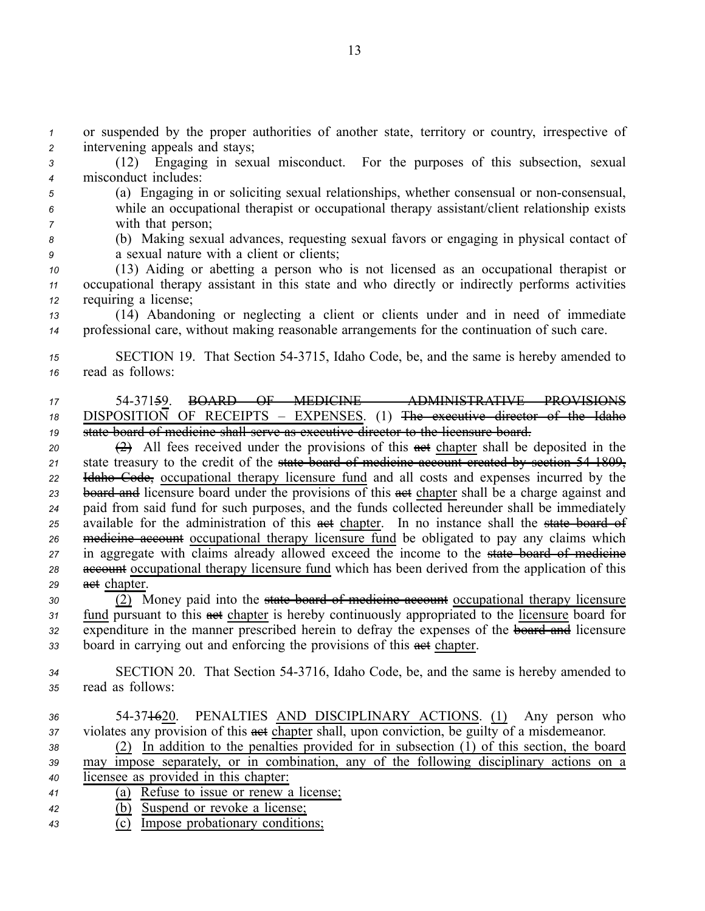or suspended by the proper authorities of another state, territory or country, irrespective of intervening appeals and stays;

(12) Engaging in sexual misconduct. For the purposes of this subsection, sexual misconduct includes:

(a) Engaging in or soliciting sexual relationships, whether consensual or non-consensual, while an occupational therapist or occupational therapy assistant/client relationship exists with that person;

(b) Making sexual advances, requesting sexual favors or engaging in physical contact of a sexual nature with a client or clients;

(13) Aiding or abetting a person who is not licensed as an occupational therapist or occupational therapy assistant in this state and who directly or indirectly performs activities requiring a license;

(14) Abandoning or neglecting a client or clients under and in need of immediate professional care, without making reasonable arrangements for the continuation of such care.

SECTION 19. That Section 54-3715, Idaho Code, be, and the same is hereby amended to read as follows:

54-3715~~5~~9. ~~BOARD OF MEDICINE — ADMINISTRATIVE PROVISIONS~~ DISPOSITION OF RECEIPTS – EXPENSES. (1) ~~The executive director of the Idaho state board of medicine shall serve as executive director to the licensure board.~~

~~(2)~~ All fees received under the provisions of this ~~act~~ chapter shall be deposited in the state treasury to the credit of the ~~state board of medicine account created by section 54-1809, Idaho Code,~~ occupational therapy licensure fund and all costs and expenses incurred by the ~~board and~~ licensure board under the provisions of this ~~act~~ chapter shall be a charge against and paid from said fund for such purposes, and the funds collected hereunder shall be immediately available for the administration of this ~~act~~ chapter. In no instance shall the ~~state board of medicine account~~ occupational therapy licensure fund be obligated to pay any claims which in aggregate with claims already allowed exceed the income to the ~~state board of medicine account~~ occupational therapy licensure fund which has been derived from the application of this ~~act~~ chapter.

(2) Money paid into the ~~state board of medicine account~~ occupational therapy licensure fund pursuant to this ~~act~~ chapter is hereby continuously appropriated to the licensure board for expenditure in the manner prescribed herein to defray the expenses of the ~~board and~~ licensure board in carrying out and enforcing the provisions of this ~~act~~ chapter.

SECTION 20. That Section 54-3716, Idaho Code, be, and the same is hereby amended to read as follows:

54-37~~16~~20. PENALTIES AND DISCIPLINARY ACTIONS. (1) Any person who violates any provision of this ~~act~~ chapter shall, upon conviction, be guilty of a misdemeanor.

(2) In addition to the penalties provided for in subsection (1) of this section, the board may impose separately, or in combination, any of the following disciplinary actions on a licensee as provided in this chapter:

(a) Refuse to issue or renew a license;

(b) Suspend or revoke a license;

(c) Impose probationary conditions;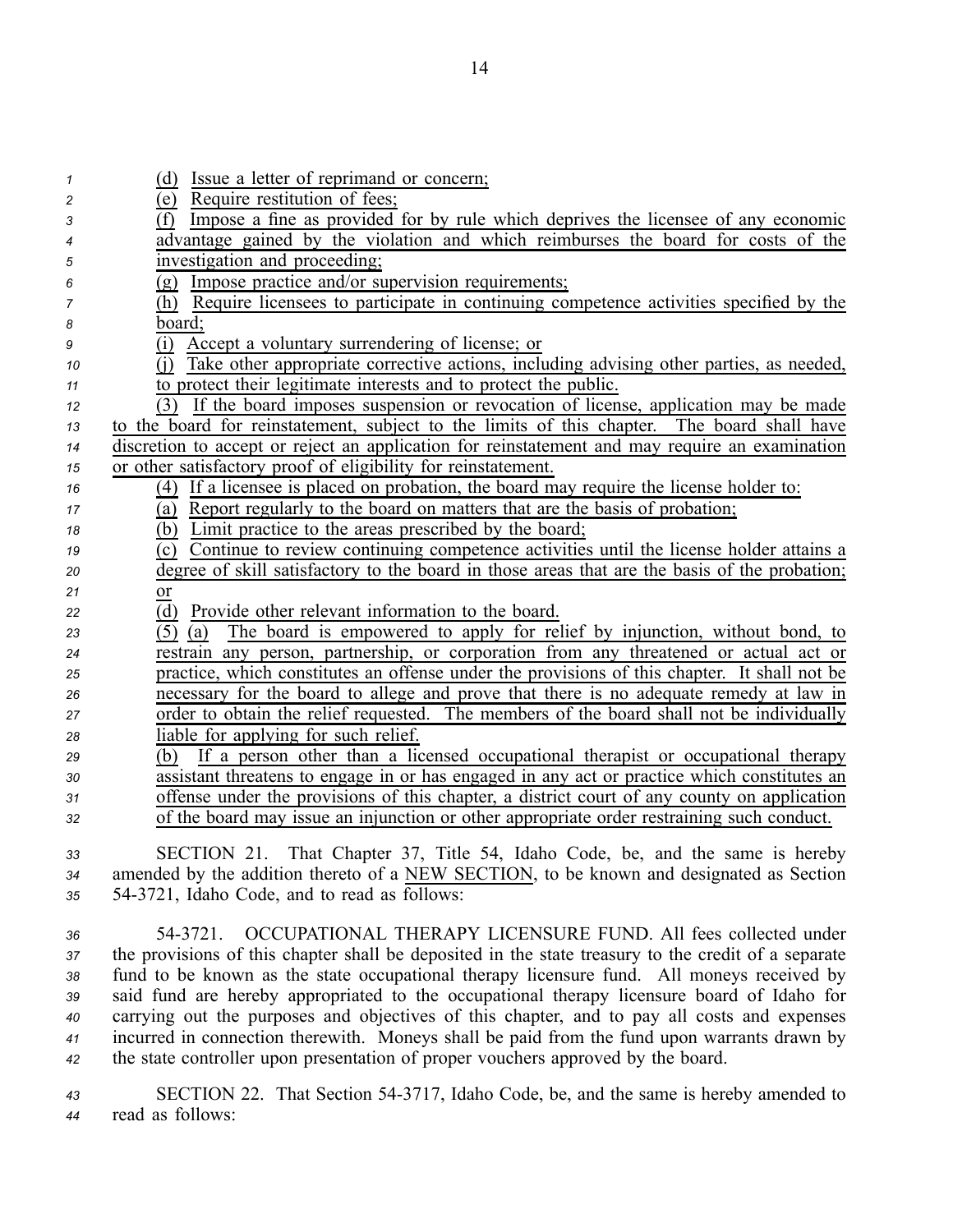(d) Issue a letter of reprimand or concern;

(e) Require restitution of fees;

(f) Impose a fine as provided for by rule which deprives the licensee of any economic advantage gained by the violation and which reimburses the board for costs of the investigation and proceeding;

(g) Impose practice and/or supervision requirements;

(h) Require licensees to participate in continuing competence activities specified by the board;

(i) Accept a voluntary surrendering of license; or

(j) Take other appropriate corrective actions, including advising other parties, as needed, to protect their legitimate interests and to protect the public.

(3) If the board imposes suspension or revocation of license, application may be made to the board for reinstatement, subject to the limits of this chapter. The board shall have discretion to accept or reject an application for reinstatement and may require an examination or other satisfactory proof of eligibility for reinstatement.

(4) If a licensee is placed on probation, the board may require the license holder to:

(a) Report regularly to the board on matters that are the basis of probation;

(b) Limit practice to the areas prescribed by the board;

(c) Continue to review continuing competence activities until the license holder attains a degree of skill satisfactory to the board in those areas that are the basis of the probation; or

(d) Provide other relevant information to the board.

(5) (a) The board is empowered to apply for relief by injunction, without bond, to restrain any person, partnership, or corporation from any threatened or actual act or practice, which constitutes an offense under the provisions of this chapter. It shall not be necessary for the board to allege and prove that there is no adequate remedy at law in order to obtain the relief requested. The members of the board shall not be individually liable for applying for such relief.

(b) If a person other than a licensed occupational therapist or occupational therapy assistant threatens to engage in or has engaged in any act or practice which constitutes an offense under the provisions of this chapter, a district court of any county on application of the board may issue an injunction or other appropriate order restraining such conduct.

SECTION 21. That Chapter 37, Title 54, Idaho Code, be, and the same is hereby amended by the addition thereto of a NEW SECTION, to be known and designated as Section 54-3721, Idaho Code, and to read as follows:

54-3721. OCCUPATIONAL THERAPY LICENSURE FUND. All fees collected under the provisions of this chapter shall be deposited in the state treasury to the credit of a separate fund to be known as the state occupational therapy licensure fund. All moneys received by said fund are hereby appropriated to the occupational therapy licensure board of Idaho for carrying out the purposes and objectives of this chapter, and to pay all costs and expenses incurred in connection therewith. Moneys shall be paid from the fund upon warrants drawn by the state controller upon presentation of proper vouchers approved by the board.

SECTION 22. That Section 54-3717, Idaho Code, be, and the same is hereby amended to read as follows: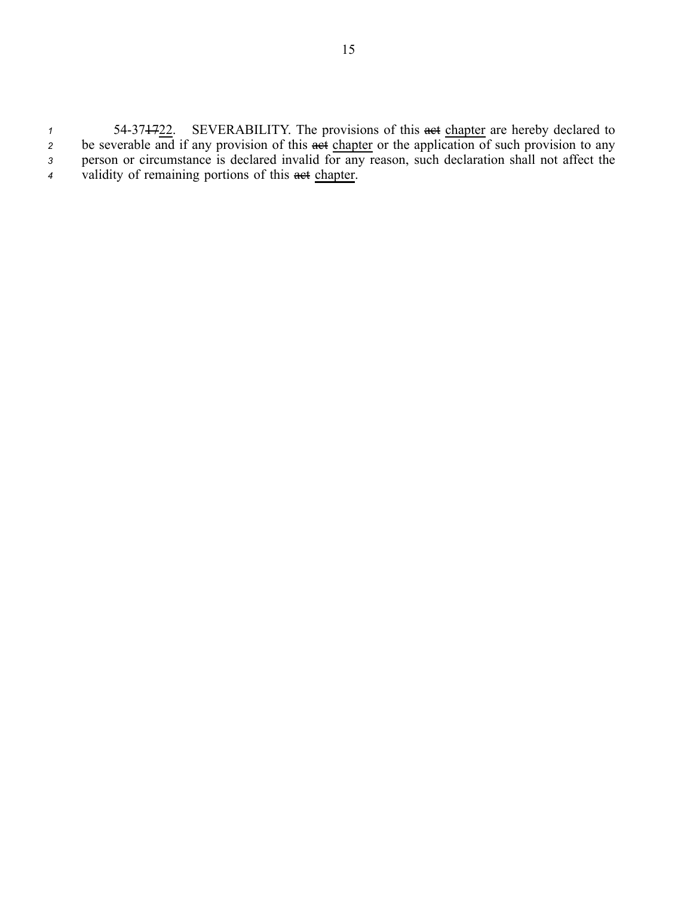54-37~~17~~<u>22</u>. SEVERABILITY. The provisions of this ~~act~~ <u>chapter</u> are hereby declared to be severable and if any provision of this ~~act~~ <u>chapter</u> or the application of such provision to any person or circumstance is declared invalid for any reason, such declaration shall not affect the validity of remaining portions of this ~~act~~ <u>chapter</u>.